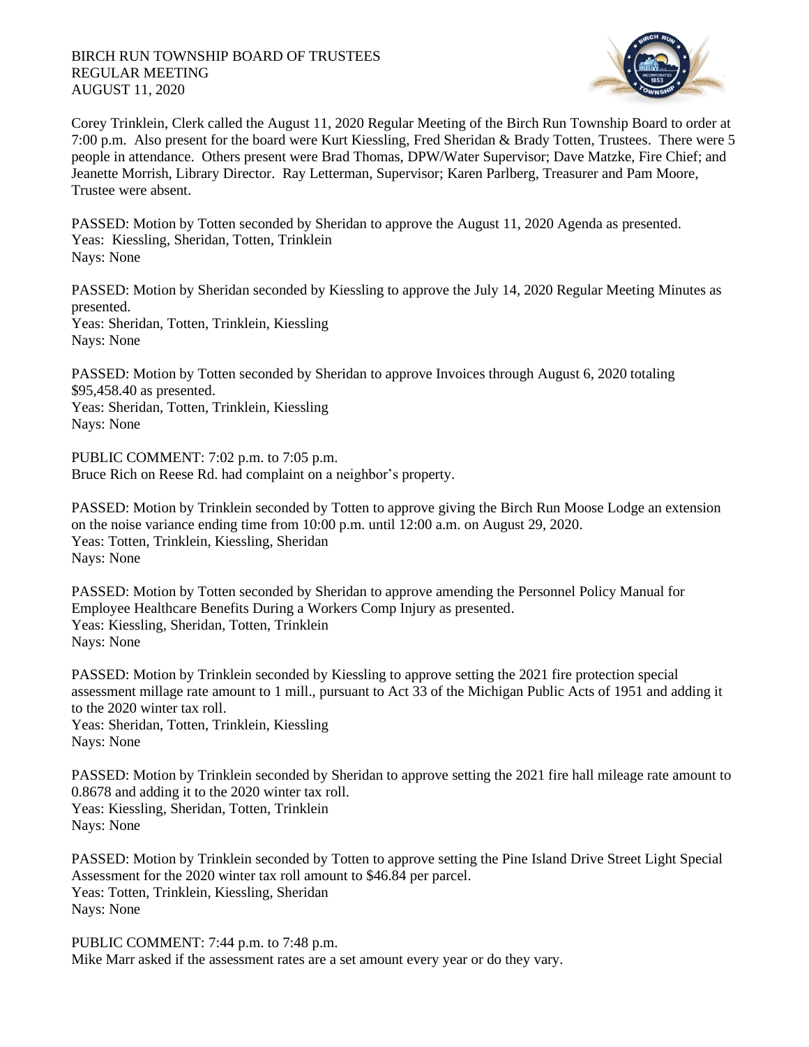BIRCH RUN TOWNSHIP BOARD OF TRUSTEES
REGULAR MEETING
AUGUST 11, 2020

Corey Trinklein, Clerk called the August 11, 2020 Regular Meeting of the Birch Run Township Board to order at 7:00 p.m. Also present for the board were Kurt Kiessling, Fred Sheridan & Brady Totten, Trustees. There were 5 people in attendance. Others present were Brad Thomas, DPW/Water Supervisor; Dave Matzke, Fire Chief; and Jeanette Morrish, Library Director. Ray Letterman, Supervisor; Karen Parlberg, Treasurer and Pam Moore, Trustee were absent.

PASSED: Motion by Totten seconded by Sheridan to approve the August 11, 2020 Agenda as presented.
Yeas: Kiessling, Sheridan, Totten, Trinklein
Nays: None

PASSED: Motion by Sheridan seconded by Kiessling to approve the July 14, 2020 Regular Meeting Minutes as presented.
Yeas: Sheridan, Totten, Trinklein, Kiessling
Nays: None

PASSED: Motion by Totten seconded by Sheridan to approve Invoices through August 6, 2020 totaling $95,458.40 as presented.
Yeas: Sheridan, Totten, Trinklein, Kiessling
Nays: None

PUBLIC COMMENT: 7:02 p.m. to 7:05 p.m.
Bruce Rich on Reese Rd. had complaint on a neighbor's property.

PASSED: Motion by Trinklein seconded by Totten to approve giving the Birch Run Moose Lodge an extension on the noise variance ending time from 10:00 p.m. until 12:00 a.m. on August 29, 2020.
Yeas: Totten, Trinklein, Kiessling, Sheridan
Nays: None

PASSED: Motion by Totten seconded by Sheridan to approve amending the Personnel Policy Manual for Employee Healthcare Benefits During a Workers Comp Injury as presented.
Yeas: Kiessling, Sheridan, Totten, Trinklein
Nays: None

PASSED: Motion by Trinklein seconded by Kiessling to approve setting the 2021 fire protection special assessment millage rate amount to 1 mill., pursuant to Act 33 of the Michigan Public Acts of 1951 and adding it to the 2020 winter tax roll.
Yeas: Sheridan, Totten, Trinklein, Kiessling
Nays: None

PASSED: Motion by Trinklein seconded by Sheridan to approve setting the 2021 fire hall mileage rate amount to 0.8678 and adding it to the 2020 winter tax roll.
Yeas: Kiessling, Sheridan, Totten, Trinklein
Nays: None

PASSED: Motion by Trinklein seconded by Totten to approve setting the Pine Island Drive Street Light Special Assessment for the 2020 winter tax roll amount to $46.84 per parcel.
Yeas: Totten, Trinklein, Kiessling, Sheridan
Nays: None

PUBLIC COMMENT: 7:44 p.m. to 7:48 p.m.
Mike Marr asked if the assessment rates are a set amount every year or do they vary.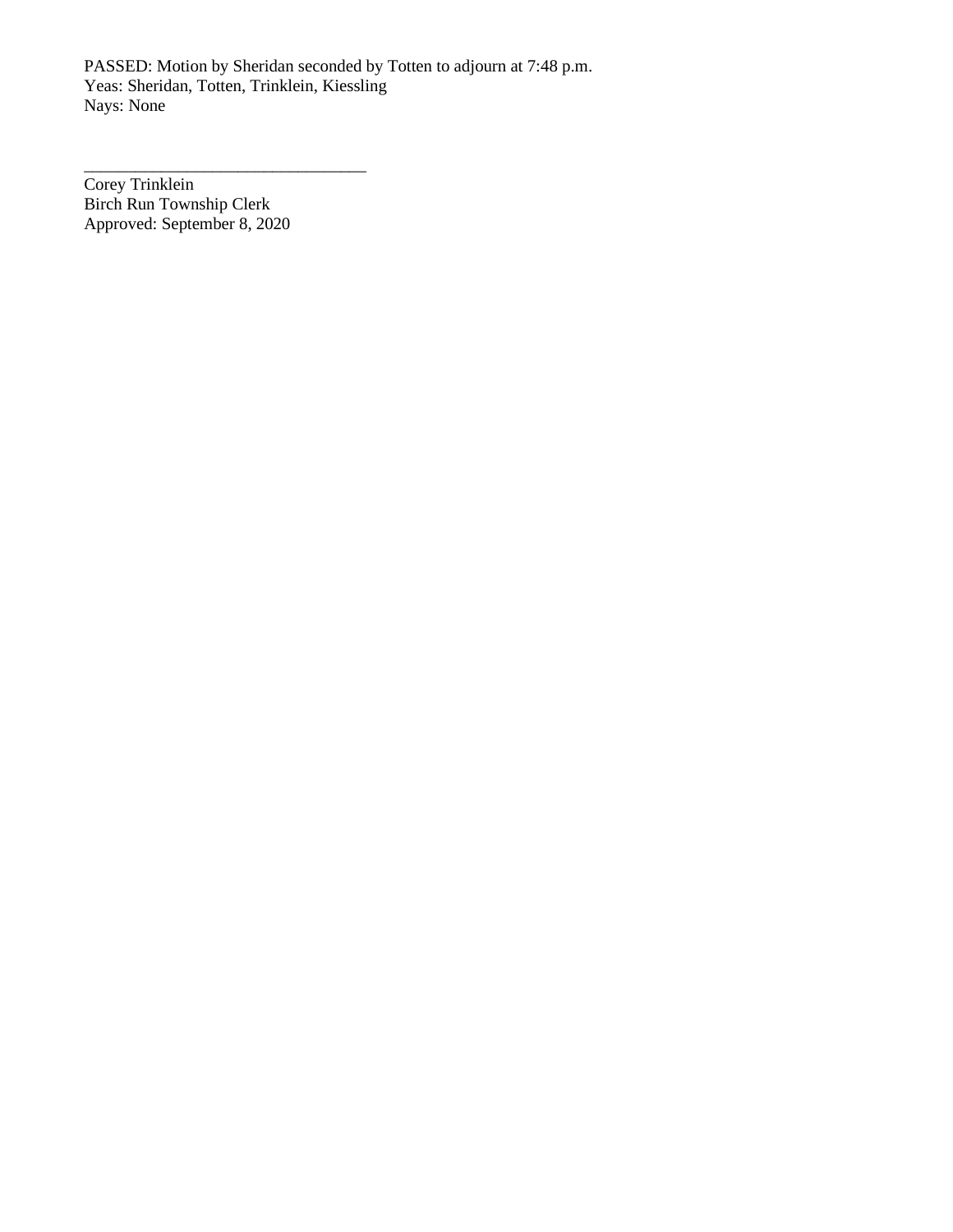PASSED: Motion by Sheridan seconded by Totten to adjourn at 7:48 p.m.
Yeas: Sheridan, Totten, Trinklein, Kiessling
Nays: None

_________________________________

Corey Trinklein
Birch Run Township Clerk
Approved: September 8, 2020